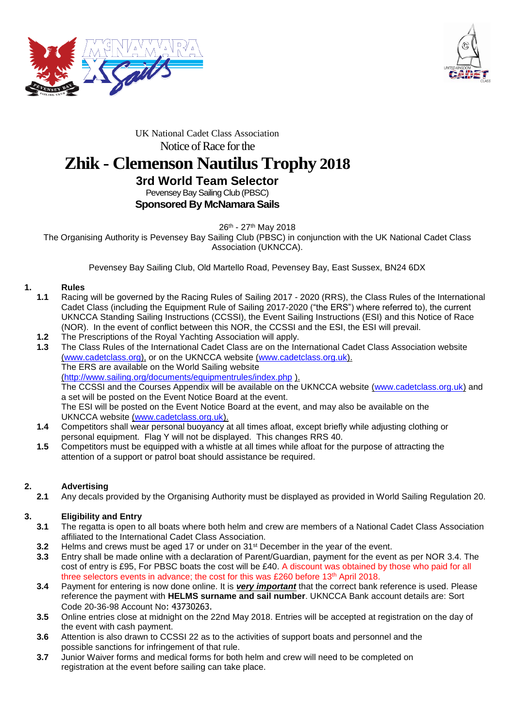UK National Cadet Class Association

Notice of Race for the

# Zhik - Clemenson Nautilus Trophy 2018

## 3rd World Team Selector

Pevensey Bay Sailing Club (PBSC)

**Sponsored By McNamara Sails**

26th - 27th May 2018

The Organising Authority is Pevensey Bay Sailing Club (PBSC) in conjunction with the UK National Cadet Class Association (UKNCCA).

Pevensey Bay Sailing Club, Old Martello Road, Pevensey Bay, East Sussex, BN24 6DX

## 1. Rules

**1.1** Racing will be governed by the Racing Rules of Sailing 2017 - 2020 (RRS), the Class Rules of the International Cadet Class (including the Equipment Rule of Sailing 2017-2020 ("the ERS") where referred to), the current UKNCCA Standing Sailing Instructions (CCSSI), the Event Sailing Instructions (ESI) and this Notice of Race (NOR). In the event of conflict between this NOR, the CCSSI and the ESI, the ESI will prevail.

**1.2** The Prescriptions of the Royal Yachting Association will apply.

**1.3** The Class Rules of the International Cadet Class are on the International Cadet Class Association website (www.cadetclass.org), or on the UKNCCA website (www.cadetclass.org.uk).
The ERS are available on the World Sailing website (http://www.sailing.org/documents/equipmentrules/index.php ).
The CCSSI and the Courses Appendix will be available on the UKNCCA website (www.cadetclass.org.uk) and a set will be posted on the Event Notice Board at the event.
The ESI will be posted on the Event Notice Board at the event, and may also be available on the UKNCCA website (www.cadetclass.org.uk).

**1.4** Competitors shall wear personal buoyancy at all times afloat, except briefly while adjusting clothing or personal equipment. Flag Y will not be displayed. This changes RRS 40.

**1.5** Competitors must be equipped with a whistle at all times while afloat for the purpose of attracting the attention of a support or patrol boat should assistance be required.

## 2. Advertising

**2.1** Any decals provided by the Organising Authority must be displayed as provided in World Sailing Regulation 20.

## 3. Eligibility and Entry

**3.1** The regatta is open to all boats where both helm and crew are members of a National Cadet Class Association affiliated to the International Cadet Class Association.

**3.2** Helms and crews must be aged 17 or under on 31st December in the year of the event.

**3.3** Entry shall be made online with a declaration of Parent/Guardian, payment for the event as per NOR 3.4. The cost of entry is £95, For PBSC boats the cost will be £40. A discount was obtained by those who paid for all three selectors events in advance; the cost for this was £260 before 13th April 2018.

**3.4** Payment for entering is now done online. It is ***very important*** that the correct bank reference is used. Please reference the payment with **HELMS surname and sail number**. UKNCCA Bank account details are: Sort Code 20-36-98 Account No: 43730263.

**3.5** Online entries close at midnight on the 22nd May 2018. Entries will be accepted at registration on the day of the event with cash payment.

**3.6** Attention is also drawn to CCSSI 22 as to the activities of support boats and personnel and the possible sanctions for infringement of that rule.

**3.7** Junior Waiver forms and medical forms for both helm and crew will need to be completed on registration at the event before sailing can take place.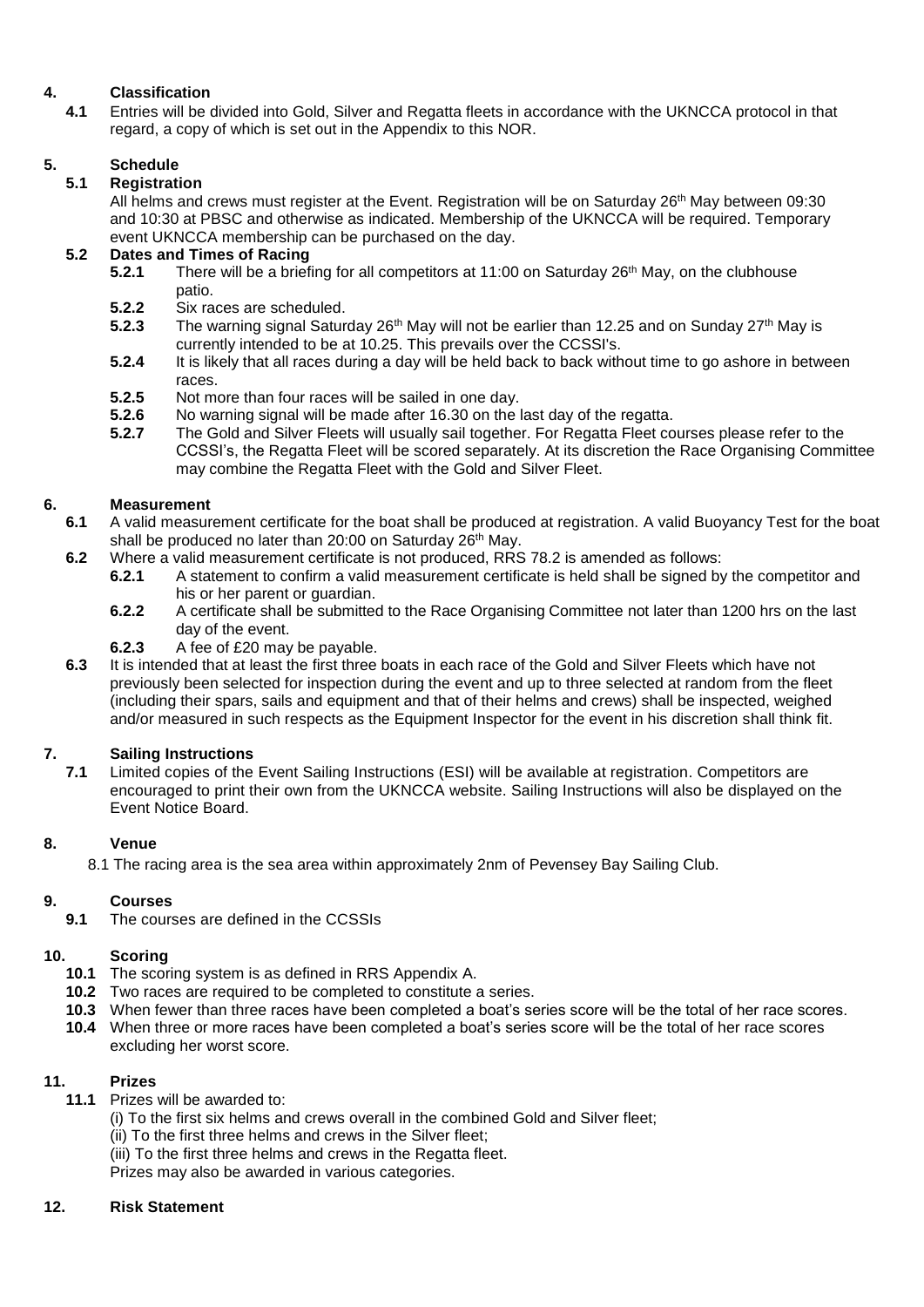## 4. Classification

**4.1** Entries will be divided into Gold, Silver and Regatta fleets in accordance with the UKNCCA protocol in that regard, a copy of which is set out in the Appendix to this NOR.

## 5. Schedule

### 5.1 Registration

All helms and crews must register at the Event. Registration will be on Saturday 26th May between 09:30 and 10:30 at PBSC and otherwise as indicated. Membership of the UKNCCA will be required. Temporary event UKNCCA membership can be purchased on the day.

### 5.2 Dates and Times of Racing

**5.2.1** There will be a briefing for all competitors at 11:00 on Saturday 26th May, on the clubhouse patio.

**5.2.2** Six races are scheduled.

**5.2.3** The warning signal Saturday 26th May will not be earlier than 12.25 and on Sunday 27th May is currently intended to be at 10.25. This prevails over the CCSSI's.

**5.2.4** It is likely that all races during a day will be held back to back without time to go ashore in between races.

**5.2.5** Not more than four races will be sailed in one day.

**5.2.6** No warning signal will be made after 16.30 on the last day of the regatta.

**5.2.7** The Gold and Silver Fleets will usually sail together. For Regatta Fleet courses please refer to the CCSSI's, the Regatta Fleet will be scored separately. At its discretion the Race Organising Committee may combine the Regatta Fleet with the Gold and Silver Fleet.

## 6. Measurement

**6.1** A valid measurement certificate for the boat shall be produced at registration. A valid Buoyancy Test for the boat shall be produced no later than 20:00 on Saturday 26th May.

**6.2** Where a valid measurement certificate is not produced, RRS 78.2 is amended as follows:

**6.2.1** A statement to confirm a valid measurement certificate is held shall be signed by the competitor and his or her parent or guardian.

**6.2.2** A certificate shall be submitted to the Race Organising Committee not later than 1200 hrs on the last day of the event.

**6.2.3** A fee of £20 may be payable.

**6.3** It is intended that at least the first three boats in each race of the Gold and Silver Fleets which have not previously been selected for inspection during the event and up to three selected at random from the fleet (including their spars, sails and equipment and that of their helms and crews) shall be inspected, weighed and/or measured in such respects as the Equipment Inspector for the event in his discretion shall think fit.

## 7. Sailing Instructions

**7.1** Limited copies of the Event Sailing Instructions (ESI) will be available at registration. Competitors are encouraged to print their own from the UKNCCA website. Sailing Instructions will also be displayed on the Event Notice Board.

## 8. Venue

8.1 The racing area is the sea area within approximately 2nm of Pevensey Bay Sailing Club.

## 9. Courses

**9.1** The courses are defined in the CCSSIs

## 10. Scoring

**10.1** The scoring system is as defined in RRS Appendix A.

**10.2** Two races are required to be completed to constitute a series.

**10.3** When fewer than three races have been completed a boat's series score will be the total of her race scores.

**10.4** When three or more races have been completed a boat's series score will be the total of her race scores excluding her worst score.

## 11. Prizes

**11.1** Prizes will be awarded to:

(i) To the first six helms and crews overall in the combined Gold and Silver fleet;
(ii) To the first three helms and crews in the Silver fleet;
(iii) To the first three helms and crews in the Regatta fleet.
Prizes may also be awarded in various categories.

## 12. Risk Statement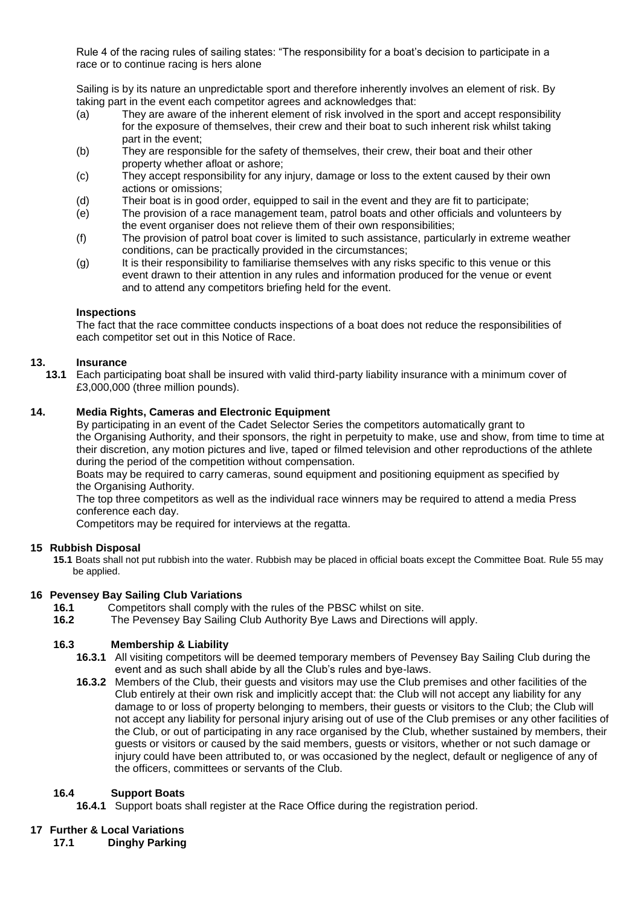Rule 4 of the racing rules of sailing states: "The responsibility for a boat's decision to participate in a race or to continue racing is hers alone

Sailing is by its nature an unpredictable sport and therefore inherently involves an element of risk. By taking part in the event each competitor agrees and acknowledges that:

(a) They are aware of the inherent element of risk involved in the sport and accept responsibility for the exposure of themselves, their crew and their boat to such inherent risk whilst taking part in the event;
(b) They are responsible for the safety of themselves, their crew, their boat and their other property whether afloat or ashore;
(c) They accept responsibility for any injury, damage or loss to the extent caused by their own actions or omissions;
(d) Their boat is in good order, equipped to sail in the event and they are fit to participate;
(e) The provision of a race management team, patrol boats and other officials and volunteers by the event organiser does not relieve them of their own responsibilities;
(f) The provision of patrol boat cover is limited to such assistance, particularly in extreme weather conditions, can be practically provided in the circumstances;
(g) It is their responsibility to familiarise themselves with any risks specific to this venue or this event drawn to their attention in any rules and information produced for the venue or event and to attend any competitors briefing held for the event.

**Inspections**

The fact that the race committee conducts inspections of a boat does not reduce the responsibilities of each competitor set out in this Notice of Race.

## 13. Insurance

**13.1** Each participating boat shall be insured with valid third-party liability insurance with a minimum cover of £3,000,000 (three million pounds).

## 14. Media Rights, Cameras and Electronic Equipment

By participating in an event of the Cadet Selector Series the competitors automatically grant to the Organising Authority, and their sponsors, the right in perpetuity to make, use and show, from time to time at their discretion, any motion pictures and live, taped or filmed television and other reproductions of the athlete during the period of the competition without compensation.

Boats may be required to carry cameras, sound equipment and positioning equipment as specified by the Organising Authority.

The top three competitors as well as the individual race winners may be required to attend a media Press conference each day.

Competitors may be required for interviews at the regatta.

## 15 Rubbish Disposal

**15.1** Boats shall not put rubbish into the water. Rubbish may be placed in official boats except the Committee Boat. Rule 55 may be applied.

## 16 Pevensey Bay Sailing Club Variations

**16.1** Competitors shall comply with the rules of the PBSC whilst on site.

**16.2** The Pevensey Bay Sailing Club Authority Bye Laws and Directions will apply.

### 16.3 Membership & Liability

**16.3.1** All visiting competitors will be deemed temporary members of Pevensey Bay Sailing Club during the event and as such shall abide by all the Club's rules and bye-laws.

**16.3.2** Members of the Club, their guests and visitors may use the Club premises and other facilities of the Club entirely at their own risk and implicitly accept that: the Club will not accept any liability for any damage to or loss of property belonging to members, their guests or visitors to the Club; the Club will not accept any liability for personal injury arising out of use of the Club premises or any other facilities of the Club, or out of participating in any race organised by the Club, whether sustained by members, their guests or visitors or caused by the said members, guests or visitors, whether or not such damage or injury could have been attributed to, or was occasioned by the neglect, default or negligence of any of the officers, committees or servants of the Club.

### 16.4 Support Boats

**16.4.1** Support boats shall register at the Race Office during the registration period.

## 17 Further & Local Variations

### 17.1 Dinghy Parking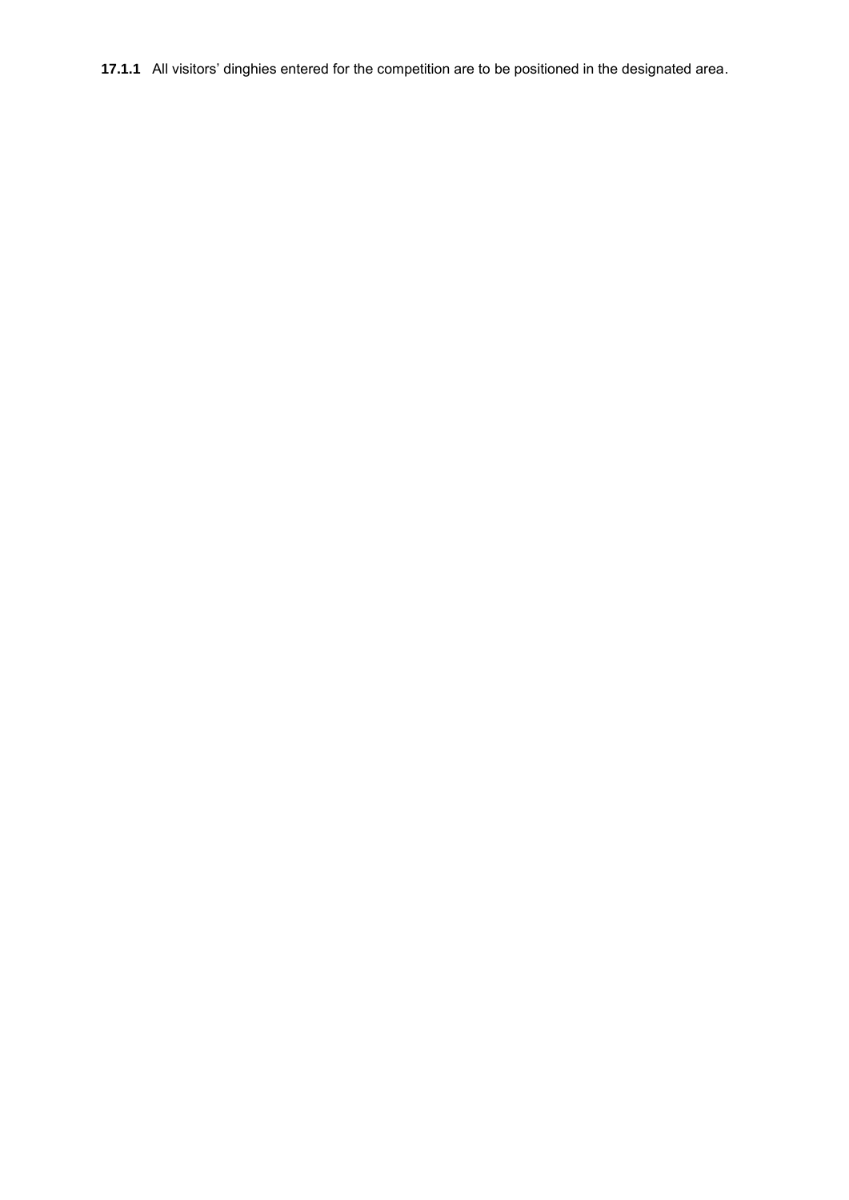**17.1.1** All visitors' dinghies entered for the competition are to be positioned in the designated area.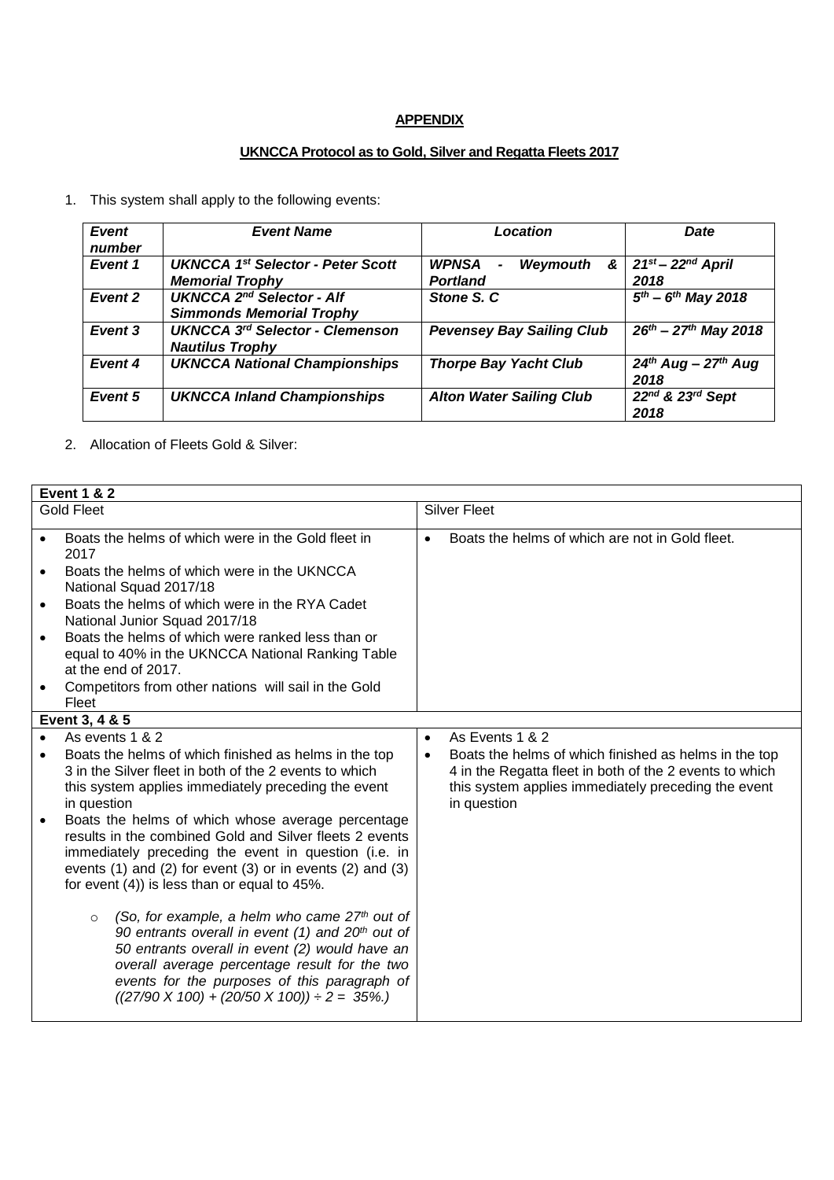**APPENDIX**

**UKNCCA Protocol as to Gold, Silver and Regatta Fleets 2017**

1. This system shall apply to the following events:

| *Event number* | *Event Name* | *Location* | *Date* |
|---|---|---|---|
| ***Event 1*** | ***UKNCCA 1st Selector - Peter Scott Memorial Trophy*** | ***WPNSA - Weymouth & Portland*** | ***21st – 22nd April 2018*** |
| ***Event 2*** | ***UKNCCA 2nd Selector - Alf Simmonds Memorial Trophy*** | ***Stone S. C*** | ***5th – 6th May 2018*** |
| ***Event 3*** | ***UKNCCA 3rd Selector - Clemenson Nautilus Trophy*** | ***Pevensey Bay Sailing Club*** | ***26th – 27th May 2018*** |
| ***Event 4*** | ***UKNCCA National Championships*** | ***Thorpe Bay Yacht Club*** | ***24th Aug – 27th Aug 2018*** |
| ***Event 5*** | ***UKNCCA Inland Championships*** | ***Alton Water Sailing Club*** | ***22nd & 23rd Sept 2018*** |

2. Allocation of Fleets Gold & Silver:

| **Event 1 & 2** | |
|---|---|
| Gold Fleet | Silver Fleet |
| • Boats the helms of which were in the Gold fleet in 2017<br>• Boats the helms of which were in the UKNCCA National Squad 2017/18<br>• Boats the helms of which were in the RYA Cadet National Junior Squad 2017/18<br>• Boats the helms of which were ranked less than or equal to 40% in the UKNCCA National Ranking Table at the end of 2017.<br>• Competitors from other nations will sail in the Gold Fleet | • Boats the helms of which are not in Gold fleet. |
| **Event 3, 4 & 5** | |
| • As events 1 & 2<br>• Boats the helms of which finished as helms in the top 3 in the Silver fleet in both of the 2 events to which this system applies immediately preceding the event in question<br>• Boats the helms of which whose average percentage results in the combined Gold and Silver fleets 2 events immediately preceding the event in question (i.e. in events (1) and (2) for event (3) or in events (2) and (3) for event (4)) is less than or equal to 45%.<br>&nbsp;&nbsp;&nbsp;&nbsp;○ *(So, for example, a helm who came 27th out of 90 entrants overall in event (1) and 20th out of 50 entrants overall in event (2) would have an overall average percentage result for the two events for the purposes of this paragraph of ((27/90 X 100) + (20/50 X 100)) ÷ 2 = 35%.)* | • As Events 1 & 2<br>• Boats the helms of which finished as helms in the top 4 in the Regatta fleet in both of the 2 events to which this system applies immediately preceding the event in question |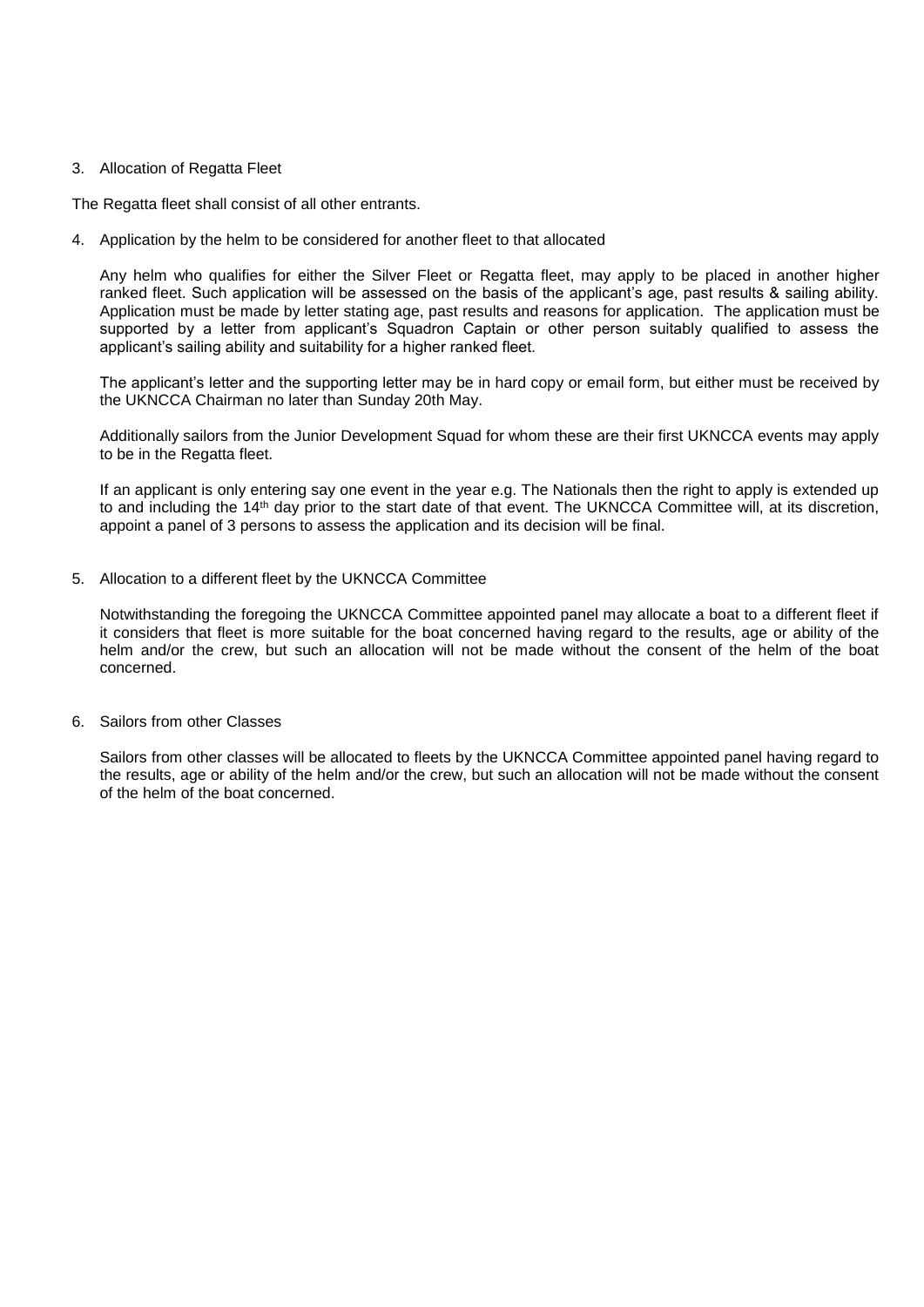3. Allocation of Regatta Fleet

The Regatta fleet shall consist of all other entrants.

4. Application by the helm to be considered for another fleet to that allocated

Any helm who qualifies for either the Silver Fleet or Regatta fleet, may apply to be placed in another higher ranked fleet. Such application will be assessed on the basis of the applicant's age, past results & sailing ability. Application must be made by letter stating age, past results and reasons for application. The application must be supported by a letter from applicant's Squadron Captain or other person suitably qualified to assess the applicant's sailing ability and suitability for a higher ranked fleet.

The applicant's letter and the supporting letter may be in hard copy or email form, but either must be received by the UKNCCA Chairman no later than Sunday 20th May.

Additionally sailors from the Junior Development Squad for whom these are their first UKNCCA events may apply to be in the Regatta fleet.

If an applicant is only entering say one event in the year e.g. The Nationals then the right to apply is extended up to and including the 14th day prior to the start date of that event. The UKNCCA Committee will, at its discretion, appoint a panel of 3 persons to assess the application and its decision will be final.

5. Allocation to a different fleet by the UKNCCA Committee

Notwithstanding the foregoing the UKNCCA Committee appointed panel may allocate a boat to a different fleet if it considers that fleet is more suitable for the boat concerned having regard to the results, age or ability of the helm and/or the crew, but such an allocation will not be made without the consent of the helm of the boat concerned.

6. Sailors from other Classes

Sailors from other classes will be allocated to fleets by the UKNCCA Committee appointed panel having regard to the results, age or ability of the helm and/or the crew, but such an allocation will not be made without the consent of the helm of the boat concerned.